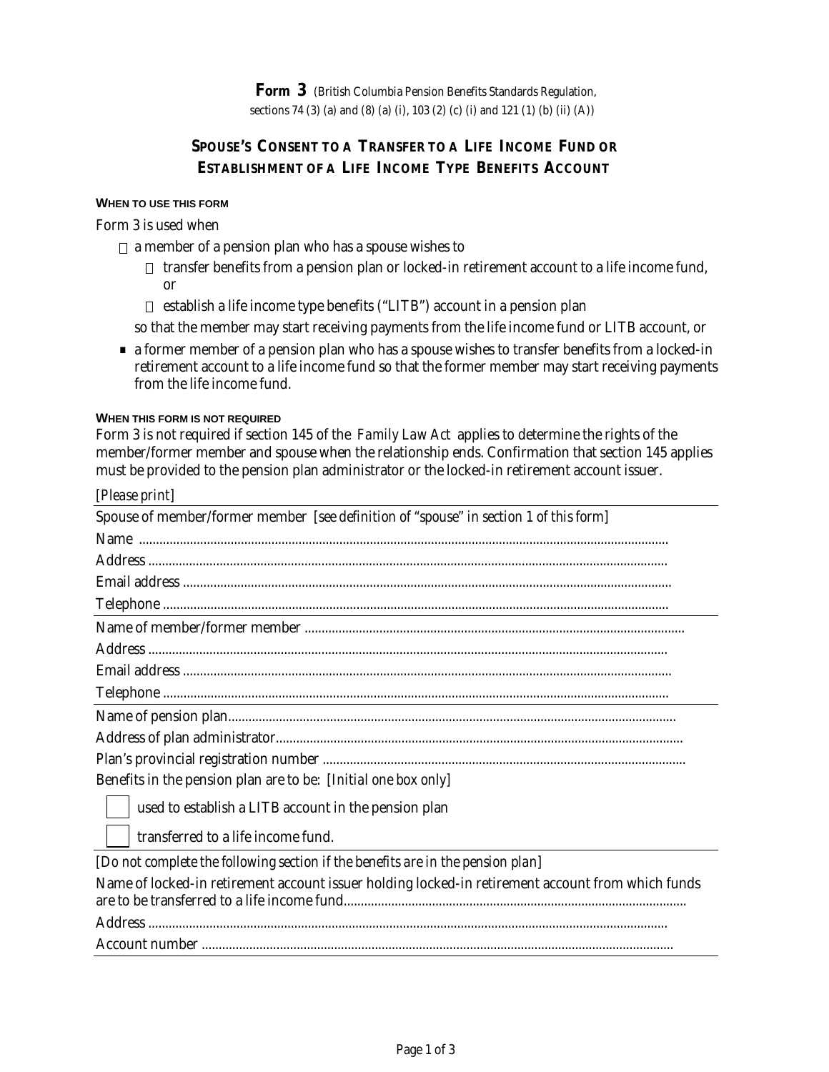**Form 3** (British Columbia Pension Benefits Standards Regulation, sections 74 (3) (a) and (8) (a) (i), 103 (2) (c) (i) and 121 (1) (b) (ii) (A))

# SPOUSE'S CONSENT TO A TRANSFER TO A LIFE INCOME FUND OR ESTABLISHMENT OF A LIFE INCOME TYPE BENEFITS ACCOUNT

#### WHEN TO USE THIS FORM

Form 3 is used when

- a member of a pension plan who has a spouse wishes to
  - transfer benefits from a pension plan or locked-in retirement account to a life income fund, or
  - establish a life income type benefits ("LITB") account in a pension plan

  so that the member may start receiving payments from the life income fund or LITB account, or
- a former member of a pension plan who has a spouse wishes to transfer benefits from a locked-in retirement account to a life income fund so that the former member may start receiving payments from the life income fund.

#### WHEN THIS FORM IS NOT REQUIRED

Form 3 is not required if section 145 of the *Family Law Act* applies to determine the rights of the member/former member and spouse when the relationship ends. Confirmation that section 145 applies must be provided to the pension plan administrator or the locked-in retirement account issuer.

*[Please print]*

---

Spouse of member/former member *[see definition of "spouse" in section 1 of this form]*

Name ..........................................................................................................................................

Address ..........................................................................................................................................

Email address ..........................................................................................................................................

Telephone ..........................................................................................................................................

---

Name of member/former member ..........................................................................................................

Address ..........................................................................................................................................

Email address ..........................................................................................................................................

Telephone ..........................................................................................................................................

---

Name of pension plan..........................................................................................................................

Address of plan administrator..........................................................................................................

Plan's provincial registration number ..........................................................................................

Benefits in the pension plan are to be: *[Initial one box only]*

☐ used to establish a LITB account in the pension plan

☐ transferred to a life income fund.

---

*[Do not complete the following section if the benefits are in the pension plan]*

Name of locked-in retirement account issuer holding locked-in retirement account from which funds are to be transferred to a life income fund..........................................................................................

Address ..........................................................................................................................................

Account number ..........................................................................................................................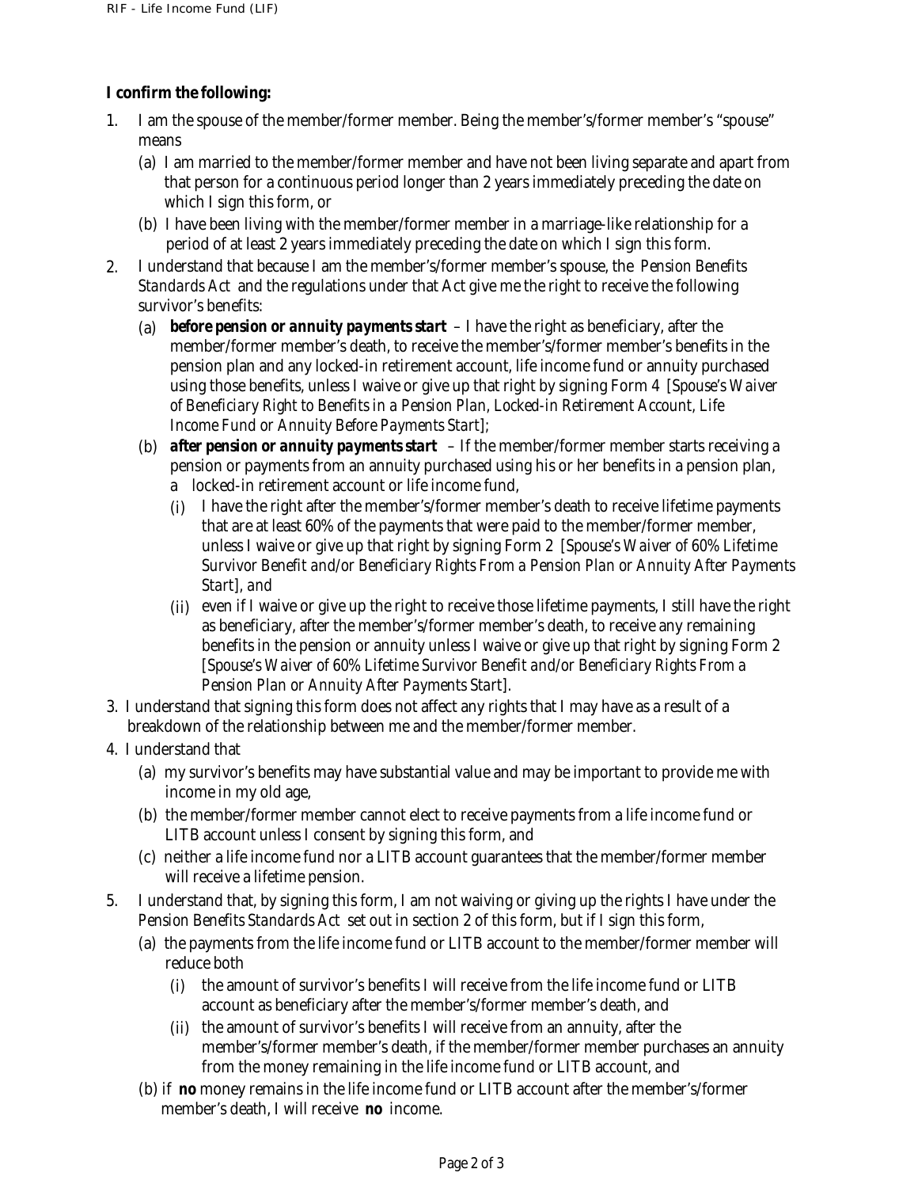**I confirm the following:**

1. I am the spouse of the member/former member. Being the member's/former member's "spouse" means
   (a) I am married to the member/former member and have not been living separate and apart from that person for a continuous period longer than 2 years immediately preceding the date on which I sign this form, or
   (b) I have been living with the member/former member in a marriage-like relationship for a period of at least 2 years immediately preceding the date on which I sign this form.
2. I understand that because I am the member's/former member's spouse, the *Pension Benefits Standards Act* and the regulations under that Act give me the right to receive the following survivor's benefits:
   (a) ***before pension or annuity payments start*** – I have the right as beneficiary, after the member/former member's death, to receive the member's/former member's benefits in the pension plan and any locked-in retirement account, life income fund or annuity purchased using those benefits, unless I waive or give up that right by signing Form 4 [*Spouse's Waiver of Beneficiary Right to Benefits in a Pension Plan, Locked-in Retirement Account, Life Income Fund or Annuity Before Payments Start*];
   (b) ***after pension or annuity payments start*** – If the member/former member starts receiving a pension or payments from an annuity purchased using his or her benefits in a pension plan, a locked-in retirement account or life income fund,
      (i) I have the right after the member's/former member's death to receive lifetime payments that are at least 60% of the payments that were paid to the member/former member, unless I waive or give up that right by signing Form 2 [*Spouse's Waiver of 60% Lifetime Survivor Benefit and/or Beneficiary Rights From a Pension Plan or Annuity After Payments Start*], and
      (ii) even if I waive or give up the right to receive those lifetime payments, I still have the right as beneficiary, after the member's/former member's death, to receive any remaining benefits in the pension or annuity unless I waive or give up that right by signing Form 2 [*Spouse's Waiver of 60% Lifetime Survivor Benefit and/or Beneficiary Rights From a Pension Plan or Annuity After Payments Start*].
3. I understand that signing this form does not affect any rights that I may have as a result of a breakdown of the relationship between me and the member/former member.
4. I understand that
   (a) my survivor's benefits may have substantial value and may be important to provide me with income in my old age,
   (b) the member/former member cannot elect to receive payments from a life income fund or LITB account unless I consent by signing this form, and
   (c) neither a life income fund nor a LITB account guarantees that the member/former member will receive a lifetime pension.
5. I understand that, by signing this form, I am not waiving or giving up the rights I have under the *Pension Benefits Standards Act* set out in section 2 of this form, but if I sign this form,
   (a) the payments from the life income fund or LITB account to the member/former member will reduce both
      (i) the amount of survivor's benefits I will receive from the life income fund or LITB account as beneficiary after the member's/former member's death, and
      (ii) the amount of survivor's benefits I will receive from an annuity, after the member's/former member's death, if the member/former member purchases an annuity from the money remaining in the life income fund or LITB account, and
   (b) if **no** money remains in the life income fund or LITB account after the member's/former member's death, I will receive **no** income.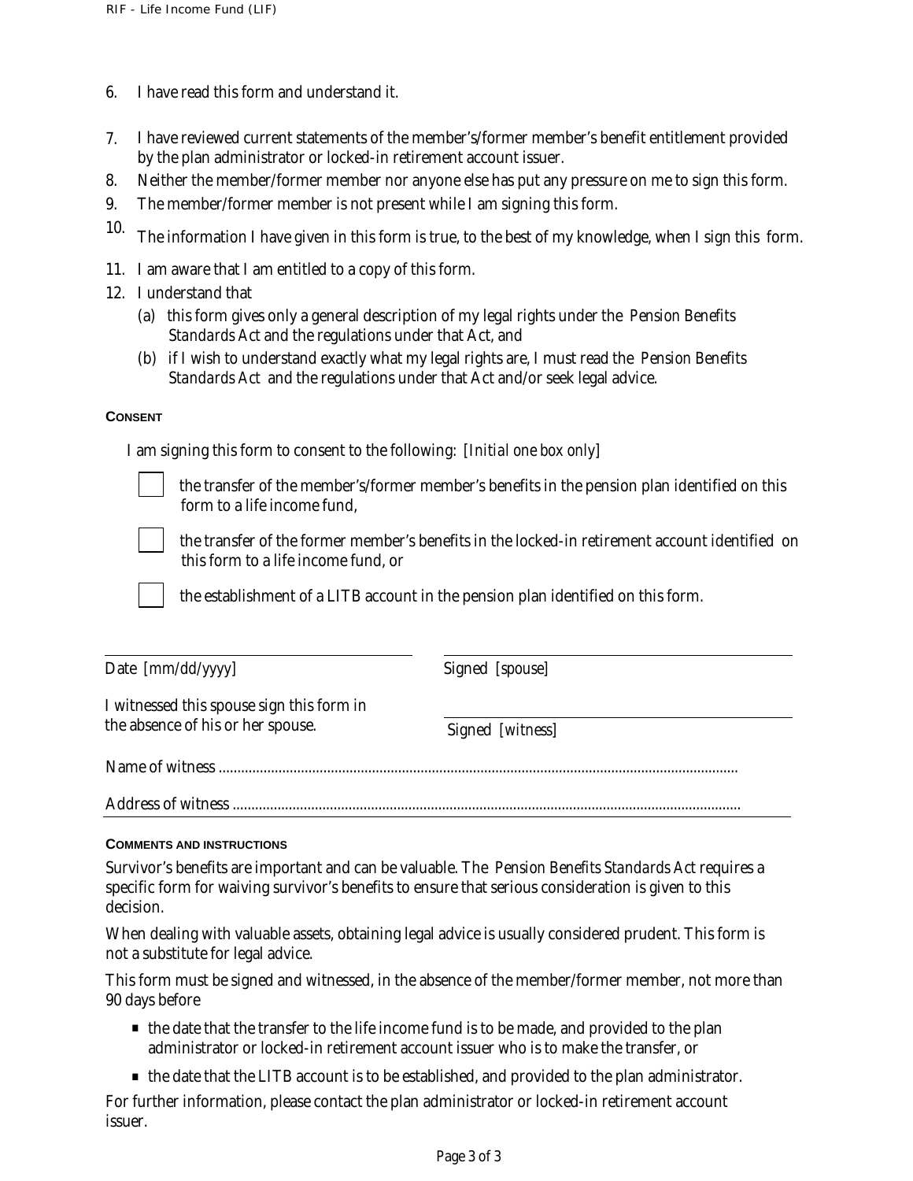6. I have read this form and understand it.
7. I have reviewed current statements of the member's/former member's benefit entitlement provided by the plan administrator or locked-in retirement account issuer.
8. Neither the member/former member nor anyone else has put any pressure on me to sign this form.
9. The member/former member is not present while I am signing this form.
10. The information I have given in this form is true, to the best of my knowledge, when I sign this form.
11. I am aware that I am entitled to a copy of this form.
12. I understand that
    (a) this form gives only a general description of my legal rights under the *Pension Benefits Standards Act* and the regulations under that Act, and
    (b) if I wish to understand exactly what my legal rights are, I must read the *Pension Benefits Standards Act* and the regulations under that Act and/or seek legal advice.

**CONSENT**

I am signing this form to consent to the following: [*Initial one box only*]

☐ the transfer of the member's/former member's benefits in the pension plan identified on this form to a life income fund,

☐ the transfer of the former member's benefits in the locked-in retirement account identified on this form to a life income fund, or

☐ the establishment of a LITB account in the pension plan identified on this form.

Date [*mm/dd/yyyy*] ____________________

Signed [*spouse*] ____________________

I witnessed this spouse sign this form in the absence of his or her spouse.

Signed [*witness*] ____________________

Name of witness ....................................................................................................................................

Address of witness ................................................................................................................................

**COMMENTS AND INSTRUCTIONS**

Survivor's benefits are important and can be valuable. The *Pension Benefits Standards Act* requires a specific form for waiving survivor's benefits to ensure that serious consideration is given to this decision.

When dealing with valuable assets, obtaining legal advice is usually considered prudent. This form is not a substitute for legal advice.

This form must be signed and witnessed, in the absence of the member/former member, not more than 90 days before

- the date that the transfer to the life income fund is to be made, and provided to the plan administrator or locked-in retirement account issuer who is to make the transfer, or
- the date that the LITB account is to be established, and provided to the plan administrator.

For further information, please contact the plan administrator or locked-in retirement account issuer.